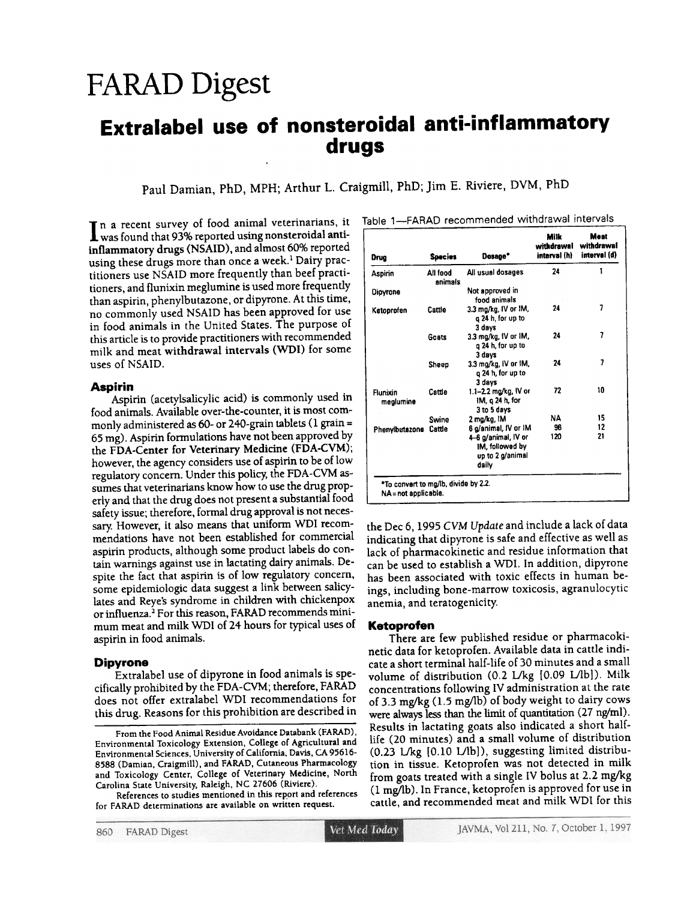# FARAD Digest

## Extralabel use of nonsteroidal anti-inflammatory drugs

Paul Damian, PhD, MPH; Arthur L. Craigmill, PhD; Jim E. Riviere, DVM, PhD

In a recent survey of food animal veterinarians, it was found that 93% reported using nonsteroidal anti-inflammatory drugs (NSAID), and almost 60% reported using these drugs more than once a week.[1] Dairy practitioners use NSAID more frequently than beef practitioners, and flunixin meglumine is used more frequently than aspirin, phenylbutazone, or dipyrone. At this time, no commonly used NSAID has been approved for use in food animals in the United States. The purpose of this article is to provide practitioners with recommended milk and meat withdrawal intervals (WDI) for some uses of NSAID.

### Aspirin

Aspirin (acetylsalicylic acid) is commonly used in food animals. Available over-the-counter, it is most commonly administered as 60- or 240-grain tablets (1 grain = 65 mg). Aspirin formulations have not been approved by the FDA-Center for Veterinary Medicine (FDA-CVM); however, the agency considers use of aspirin to be of low regulatory concern. Under this policy, the FDA-CVM assumes that veterinarians know how to use the drug properly and that the drug does not present a substantial food safety issue; therefore, formal drug approval is not necessary. However, it also means that uniform WDI recommendations have not been established for commercial aspirin products, although some product labels do contain warnings against use in lactating dairy animals. Despite the fact that aspirin is of low regulatory concern, some epidemiologic data suggest a link between salicylates and Reye's syndrome in children with chickenpox or influenza.[2] For this reason, FARAD recommends minimum meat and milk WDI of 24 hours for typical uses of aspirin in food animals.

### Dipyrone

Extralabel use of dipyrone in food animals is specifically prohibited by the FDA-CVM; therefore, FARAD does not offer extralabel WDI recommendations for this drug. Reasons for this prohibition are described in the Dec 6, 1995 *CVM Update* and include a lack of data indicating that dipyrone is safe and effective as well as lack of pharmacokinetic and residue information that can be used to establish a WDI. In addition, dipyrone has been associated with toxic effects in human beings, including bone-marrow toxicosis, agranulocytic anemia, and teratogenicity.

### Ketoprofen

There are few published residue or pharmacokinetic data for ketoprofen. Available data in cattle indicate a short terminal half-life of 30 minutes and a small volume of distribution (0.2 L/kg [0.09 L/lb]). Milk concentrations following IV administration at the rate of 3.3 mg/kg (1.5 mg/lb) of body weight to dairy cows were always less than the limit of quantitation (27 ng/ml). Results in lactating goats also indicated a short half-life (20 minutes) and a small volume of distribution (0.23 L/kg [0.10 L/lb]), suggesting limited distribution in tissue. Ketoprofen was not detected in milk from goats treated with a single IV bolus at 2.2 mg/kg (1 mg/lb). In France, ketoprofen is approved for use in cattle, and recommended meat and milk WDI for this

Table 1—FARAD recommended withdrawal intervals

| Drug | Species | Dosage* | Milk withdrawal interval (h) | Meat withdrawal interval (d) |
|---|---|---|---|---|
| Aspirin | All food animals | All usual dosages | 24 | 1 |
| Dipyrone | | Not approved in food animals | | |
| Ketoprofen | Cattle | 3.3 mg/kg, IV or IM, q 24 h, for up to 3 days | 24 | 7 |
| | Goats | 3.3 mg/kg, IV or IM, q 24 h, for up to 3 days | 24 | 7 |
| | Sheep | 3.3 mg/kg, IV or IM, q 24 h, for up to 3 days | 24 | 7 |
| Flunixin meglumine | Cattle | 1.1–2.2 mg/kg, IV or IM, q 24 h, for 3 to 5 days | 72 | 10 |
| | Swine | 2 mg/kg, IM | NA | 15 |
| Phenylbutazone | Cattle | 6 g/animal, IV or IM | 96 | 12 |
| | | 4–8 g/animal, IV or IM, followed by up to 2 g/animal daily | 120 | 21 |

*To convert to mg/lb, divide by 2.2.
NA = not applicable.

From the Food Animal Residue Avoidance Databank (FARAD), Environmental Toxicology Extension, College of Agricultural and Environmental Sciences, University of California, Davis, CA 95616-8588 (Damian, Craigmill), and FARAD, Cutaneous Pharmacology and Toxicology Center, College of Veterinary Medicine, North Carolina State University, Raleigh, NC 27606 (Riviere).

References to studies mentioned in this report and references for FARAD determinations are available on written request.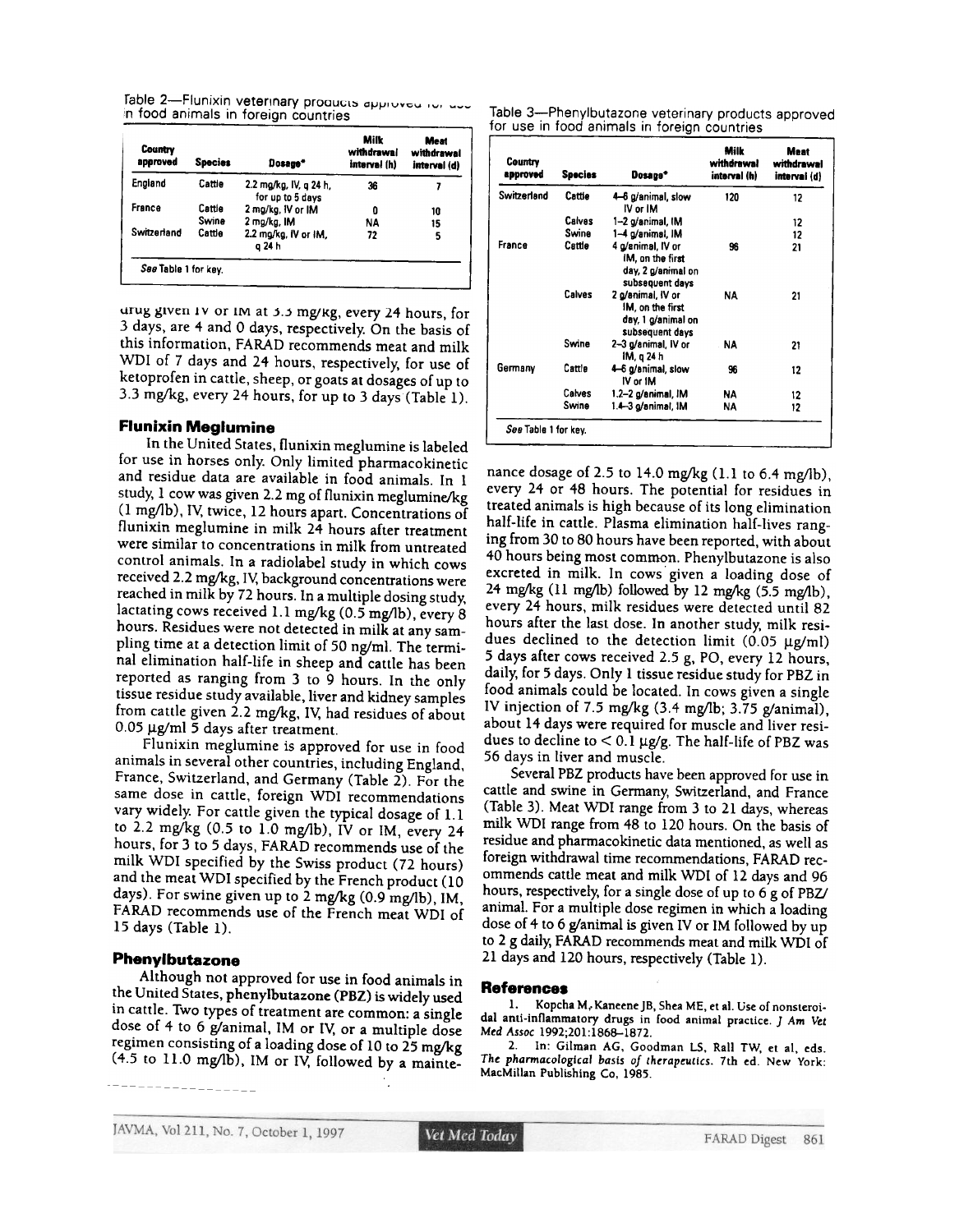Table 2—Flunixin veterinary products approved for use in food animals in foreign countries

| Country approved | Species | Dosage* | Milk withdrawal interval (h) | Meat withdrawal interval (d) |
|---|---|---|---|---|
| England | Cattle | 2.2 mg/kg, IV, q 24 h, for up to 5 days | 36 | 7 |
| France | Cattle | 2 mg/kg, IV or IM | 0 | 10 |
| | Swine | 2 mg/kg, IM | NA | 15 |
| Switzerland | Cattle | 2.2 mg/kg, IV or IM, q 24 h | 72 | 5 |

*See* Table 1 for key.

drug given IV or IM at 3.3 mg/kg, every 24 hours, for 3 days, are 4 and 0 days, respectively. On the basis of this information, FARAD recommends meat and milk WDI of 7 days and 24 hours, respectively, for use of ketoprofen in cattle, sheep, or goats at dosages of up to 3.3 mg/kg, every 24 hours, for up to 3 days (Table 1).

## Flunixin Meglumine

In the United States, flunixin meglumine is labeled for use in horses only. Only limited pharmacokinetic and residue data are available in food animals. In 1 study, 1 cow was given 2.2 mg of flunixin meglumine/kg (1 mg/lb), IV, twice, 12 hours apart. Concentrations of flunixin meglumine in milk 24 hours after treatment were similar to concentrations in milk from untreated control animals. In a radiolabel study in which cows received 2.2 mg/kg, IV, background concentrations were reached in milk by 72 hours. In a multiple dosing study, lactating cows received 1.1 mg/kg (0.5 mg/lb), every 8 hours. Residues were not detected in milk at any sampling time at a detection limit of 50 ng/ml. The terminal elimination half-life in sheep and cattle has been reported as ranging from 3 to 9 hours. In the only tissue residue study available, liver and kidney samples from cattle given 2.2 mg/kg, IV, had residues of about 0.05 µg/ml 5 days after treatment.

Flunixin meglumine is approved for use in food animals in several other countries, including England, France, Switzerland, and Germany (Table 2). For the same dose in cattle, foreign WDI recommendations vary widely. For cattle given the typical dosage of 1.1 to 2.2 mg/kg (0.5 to 1.0 mg/lb), IV or IM, every 24 hours, for 3 to 5 days, FARAD recommends use of the milk WDI specified by the Swiss product (72 hours) and the meat WDI specified by the French product (10 days). For swine given up to 2 mg/kg (0.9 mg/lb), IM, FARAD recommends use of the French meat WDI of 15 days (Table 1).

## Phenylbutazone

Although not approved for use in food animals in the United States, **phenylbutazone (PBZ)** is widely used in cattle. Two types of treatment are common: a single dose of 4 to 6 g/animal, IM or IV, or a multiple dose regimen consisting of a loading dose of 10 to 25 mg/kg (4.5 to 11.0 mg/lb), IM or IV, followed by a maintenance dosage of 2.5 to 14.0 mg/kg (1.1 to 6.4 mg/lb), every 24 or 48 hours. The potential for residues in treated animals is high because of its long elimination half-life in cattle. Plasma elimination half-lives ranging from 30 to 80 hours have been reported, with about 40 hours being most common. Phenylbutazone is also excreted in milk. In cows given a loading dose of 24 mg/kg (11 mg/lb) followed by 12 mg/kg (5.5 mg/lb), every 24 hours, milk residues were detected until 82 hours after the last dose. In another study, milk residues declined to the detection limit (0.05 µg/ml) 5 days after cows received 2.5 g, PO, every 12 hours, daily, for 5 days. Only 1 tissue residue study for PBZ in food animals could be located. In cows given a single IV injection of 7.5 mg/kg (3.4 mg/lb; 3.75 g/animal), about 14 days were required for muscle and liver residues to decline to < 0.1 µg/g. The half-life of PBZ was 56 days in liver and muscle.

Table 3—Phenylbutazone veterinary products approved for use in food animals in foreign countries

| Country approved | Species | Dosage* | Milk withdrawal interval (h) | Meat withdrawal interval (d) |
|---|---|---|---|---|
| Switzerland | Cattle | 4–6 g/animal, slow IV or IM | 120 | 12 |
| | Calves | 1–2 g/animal, IM | | 12 |
| | Swine | 1–4 g/animal, IM | | 12 |
| France | Cattle | 4 g/animal, IV or IM, on the first day, 2 g/animal on subsequent days | 96 | 21 |
| | Calves | 2 g/animal, IV or IM, on the first day, 1 g/animal on subsequent days | NA | 21 |
| | Swine | 2–3 g/animal, IV or IM, q 24 h | NA | 21 |
| Germany | Cattle | 4–6 g/animal, slow IV or IM | 96 | 12 |
| | Calves | 1.2–2 g/animal, IM | NA | 12 |
| | Swine | 1.4–3 g/animal, IM | NA | 12 |

*See* Table 1 for key.

Several PBZ products have been approved for use in cattle and swine in Germany, Switzerland, and France (Table 3). Meat WDI range from 3 to 21 days, whereas milk WDI range from 48 to 120 hours. On the basis of residue and pharmacokinetic data mentioned, as well as foreign withdrawal time recommendations, FARAD recommends cattle meat and milk WDI of 12 days and 96 hours, respectively, for a single dose of up to 6 g of PBZ/animal. For a multiple dose regimen in which a loading dose of 4 to 6 g/animal is given IV or IM followed by up to 2 g daily, FARAD recommends meat and milk WDI of 21 days and 120 hours, respectively (Table 1).

## References

1. Kopcha M, Kaneene JB, Shea ME, et al. Use of nonsteroidal anti-inflammatory drugs in food animal practice. *J Am Vet Med Assoc* 1992;201:1868–1872.
2. In: Gilman AG, Goodman LS, Rall TW, et al, eds. *The pharmacological basis of therapeutics.* 7th ed. New York: MacMillan Publishing Co, 1985.